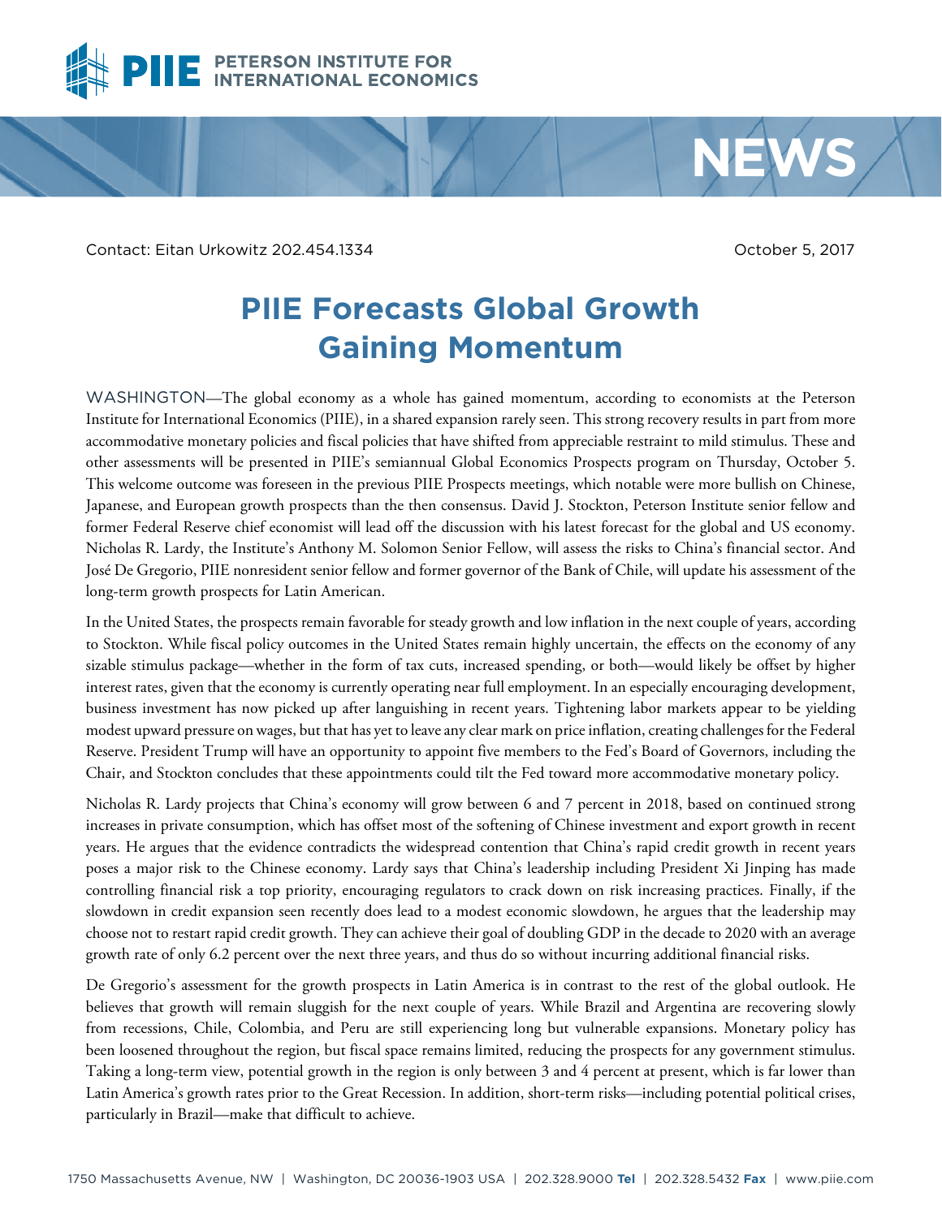Contact: Eitan Urkowitz 202.454.1334

October 5, 2017

# PIIE Forecasts Global Growth Gaining Momentum

WASHINGTON—The global economy as a whole has gained momentum, according to economists at the Peterson Institute for International Economics (PIIE), in a shared expansion rarely seen. This strong recovery results in part from more accommodative monetary policies and fiscal policies that have shifted from appreciable restraint to mild stimulus. These and other assessments will be presented in PIIE's semiannual Global Economics Prospects program on Thursday, October 5. This welcome outcome was foreseen in the previous PIIE Prospects meetings, which notable were more bullish on Chinese, Japanese, and European growth prospects than the then consensus. David J. Stockton, Peterson Institute senior fellow and former Federal Reserve chief economist will lead off the discussion with his latest forecast for the global and US economy. Nicholas R. Lardy, the Institute's Anthony M. Solomon Senior Fellow, will assess the risks to China's financial sector. And José De Gregorio, PIIE nonresident senior fellow and former governor of the Bank of Chile, will update his assessment of the long-term growth prospects for Latin American.

In the United States, the prospects remain favorable for steady growth and low inflation in the next couple of years, according to Stockton. While fiscal policy outcomes in the United States remain highly uncertain, the effects on the economy of any sizable stimulus package—whether in the form of tax cuts, increased spending, or both—would likely be offset by higher interest rates, given that the economy is currently operating near full employment. In an especially encouraging development, business investment has now picked up after languishing in recent years. Tightening labor markets appear to be yielding modest upward pressure on wages, but that has yet to leave any clear mark on price inflation, creating challenges for the Federal Reserve. President Trump will have an opportunity to appoint five members to the Fed's Board of Governors, including the Chair, and Stockton concludes that these appointments could tilt the Fed toward more accommodative monetary policy.

Nicholas R. Lardy projects that China's economy will grow between 6 and 7 percent in 2018, based on continued strong increases in private consumption, which has offset most of the softening of Chinese investment and export growth in recent years. He argues that the evidence contradicts the widespread contention that China's rapid credit growth in recent years poses a major risk to the Chinese economy. Lardy says that China's leadership including President Xi Jinping has made controlling financial risk a top priority, encouraging regulators to crack down on risk increasing practices. Finally, if the slowdown in credit expansion seen recently does lead to a modest economic slowdown, he argues that the leadership may choose not to restart rapid credit growth. They can achieve their goal of doubling GDP in the decade to 2020 with an average growth rate of only 6.2 percent over the next three years, and thus do so without incurring additional financial risks.

De Gregorio's assessment for the growth prospects in Latin America is in contrast to the rest of the global outlook. He believes that growth will remain sluggish for the next couple of years. While Brazil and Argentina are recovering slowly from recessions, Chile, Colombia, and Peru are still experiencing long but vulnerable expansions. Monetary policy has been loosened throughout the region, but fiscal space remains limited, reducing the prospects for any government stimulus. Taking a long-term view, potential growth in the region is only between 3 and 4 percent at present, which is far lower than Latin America's growth rates prior to the Great Recession. In addition, short-term risks—including potential political crises, particularly in Brazil—make that difficult to achieve.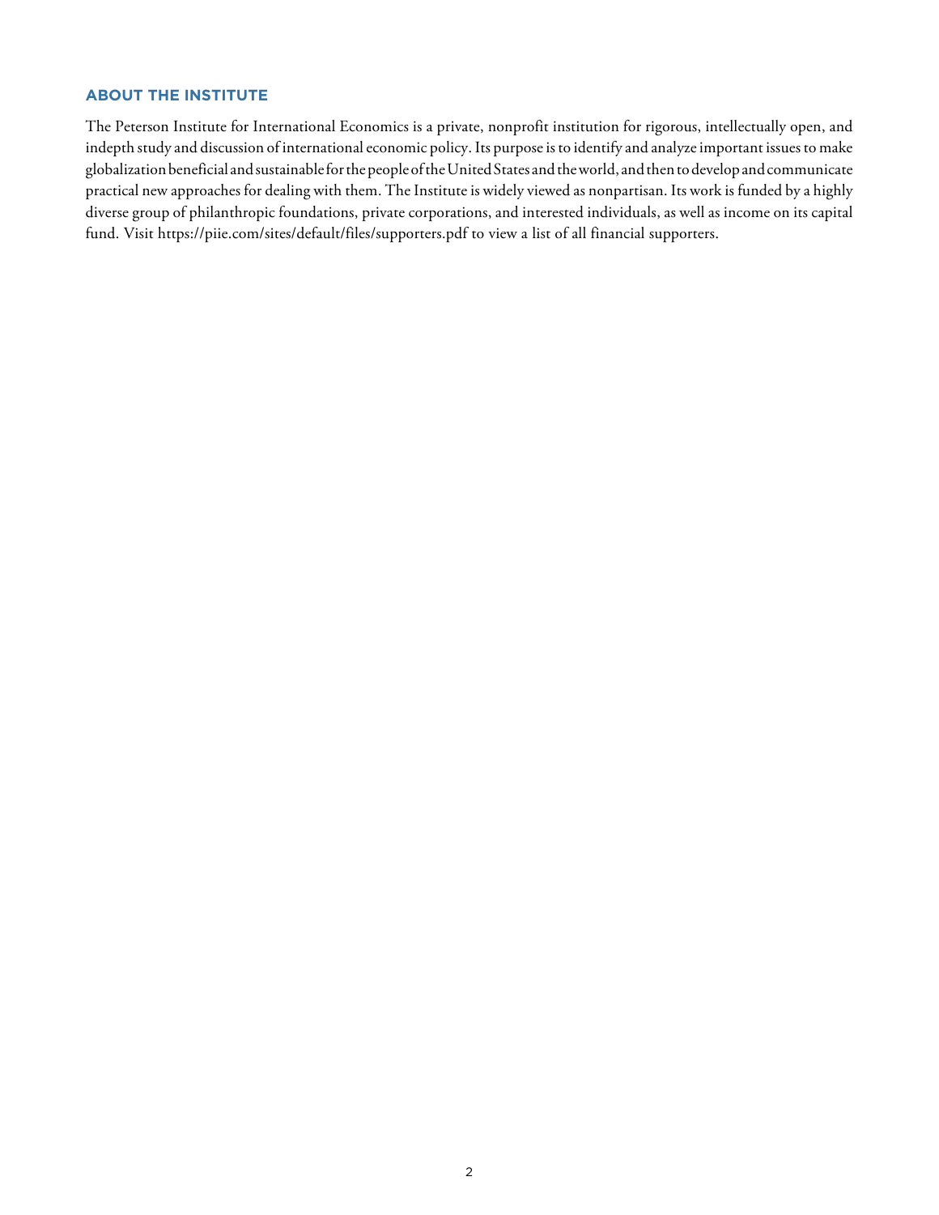## ABOUT THE INSTITUTE

The Peterson Institute for International Economics is a private, nonprofit institution for rigorous, intellectually open, and indepth study and discussion of international economic policy. Its purpose is to identify and analyze important issues to make globalization beneficial and sustainable for the people of the United States and the world, and then to develop and communicate practical new approaches for dealing with them. The Institute is widely viewed as nonpartisan. Its work is funded by a highly diverse group of philanthropic foundations, private corporations, and interested individuals, as well as income on its capital fund. Visit https://piie.com/sites/default/files/supporters.pdf to view a list of all financial supporters.